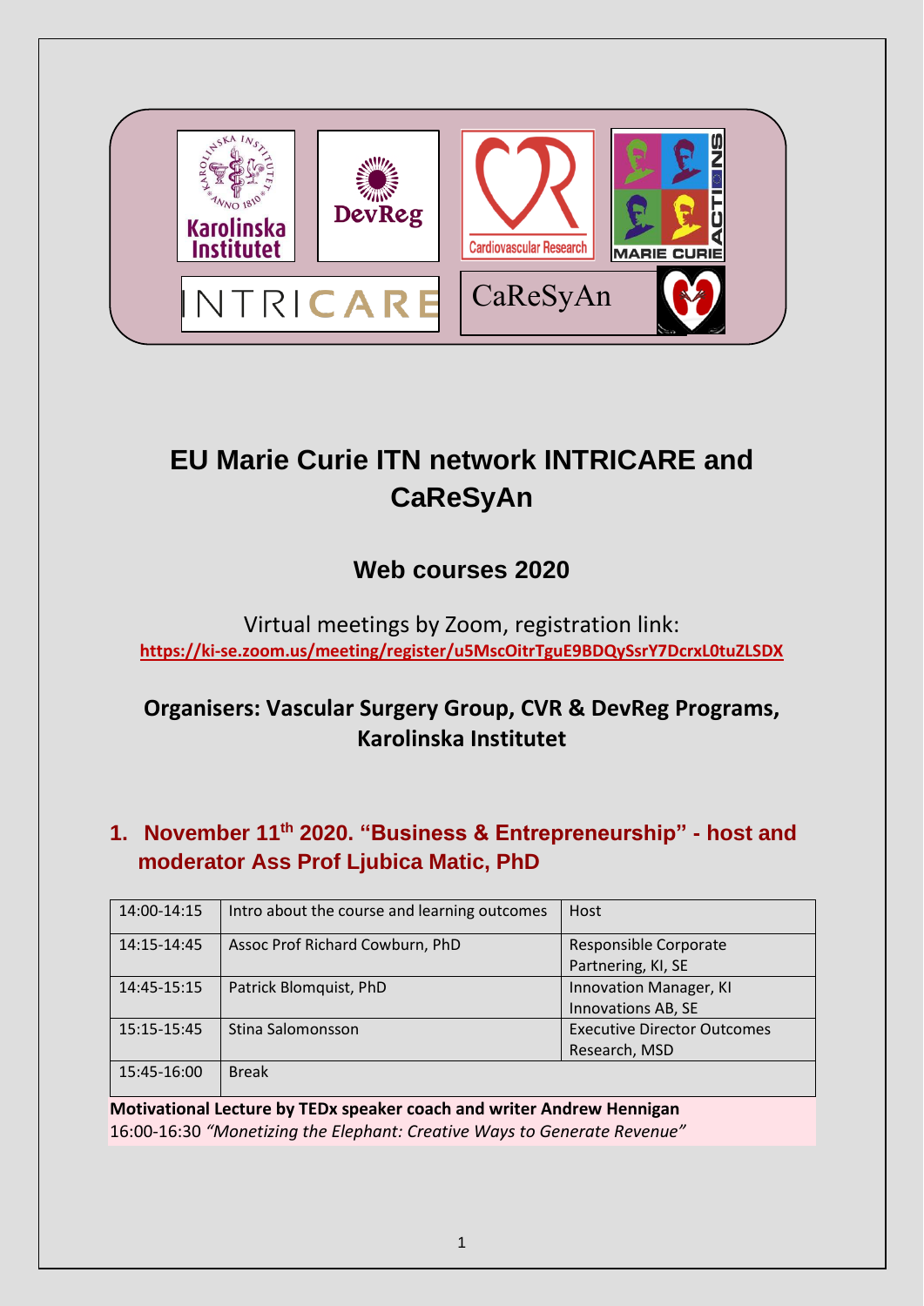# EU Marie Curie ITN network INTRICARE and CaReSyAn

## Web courses 2020

Virtual meetings by Zoom, registration link:
**https://ki-se.zoom.us/meeting/register/u5MscOitrTguE9BDQySsrY7DcrxL0tuZLSDX**

### Organisers: Vascular Surgery Group, CVR & DevReg Programs, Karolinska Institutet

## 1. November 11th 2020. "Business & Entrepreneurship" - host and moderator Ass Prof Ljubica Matic, PhD

| | | |
|---|---|---|
| 14:00-14:15 | Intro about the course and learning outcomes | Host |
| 14:15-14:45 | Assoc Prof Richard Cowburn, PhD | Responsible Corporate Partnering, KI, SE |
| 14:45-15:15 | Patrick Blomquist, PhD | Innovation Manager, KI Innovations AB, SE |
| 15:15-15:45 | Stina Salomonsson | Executive Director Outcomes Research, MSD |
| 15:45-16:00 | Break | |

**Motivational Lecture by TEDx speaker coach and writer Andrew Hennigan**
16:00-16:30 *"Monetizing the Elephant: Creative Ways to Generate Revenue"*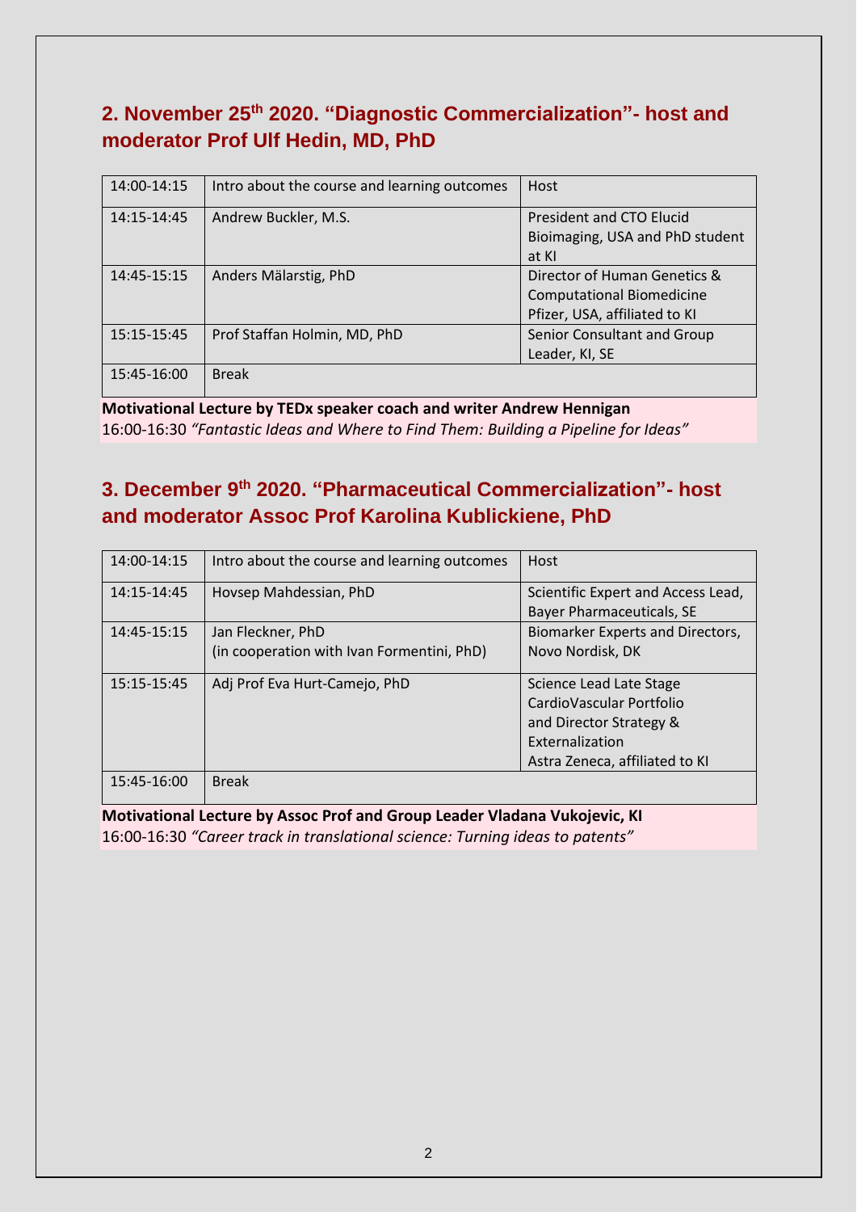## 2. November 25th 2020. "Diagnostic Commercialization"- host and moderator Prof Ulf Hedin, MD, PhD

| | | |
|---|---|---|
| 14:00-14:15 | Intro about the course and learning outcomes | Host |
| 14:15-14:45 | Andrew Buckler, M.S. | President and CTO Elucid Bioimaging, USA and PhD student at KI |
| 14:45-15:15 | Anders Mälarstig, PhD | Director of Human Genetics & Computational Biomedicine Pfizer, USA, affiliated to KI |
| 15:15-15:45 | Prof Staffan Holmin, MD, PhD | Senior Consultant and Group Leader, KI, SE |
| 15:45-16:00 | Break | |

**Motivational Lecture by TEDx speaker coach and writer Andrew Hennigan**
16:00-16:30 *"Fantastic Ideas and Where to Find Them: Building a Pipeline for Ideas"*

## 3. December 9th 2020. "Pharmaceutical Commercialization"- host and moderator Assoc Prof Karolina Kublickiene, PhD

| | | |
|---|---|---|
| 14:00-14:15 | Intro about the course and learning outcomes | Host |
| 14:15-14:45 | Hovsep Mahdessian, PhD | Scientific Expert and Access Lead, Bayer Pharmaceuticals, SE |
| 14:45-15:15 | Jan Fleckner, PhD (in cooperation with Ivan Formentini, PhD) | Biomarker Experts and Directors, Novo Nordisk, DK |
| 15:15-15:45 | Adj Prof Eva Hurt-Camejo, PhD | Science Lead Late Stage CardioVascular Portfolio and Director Strategy & Externalization Astra Zeneca, affiliated to KI |
| 15:45-16:00 | Break | |

**Motivational Lecture by Assoc Prof and Group Leader Vladana Vukojevic, KI**
16:00-16:30 *"Career track in translational science: Turning ideas to patents"*